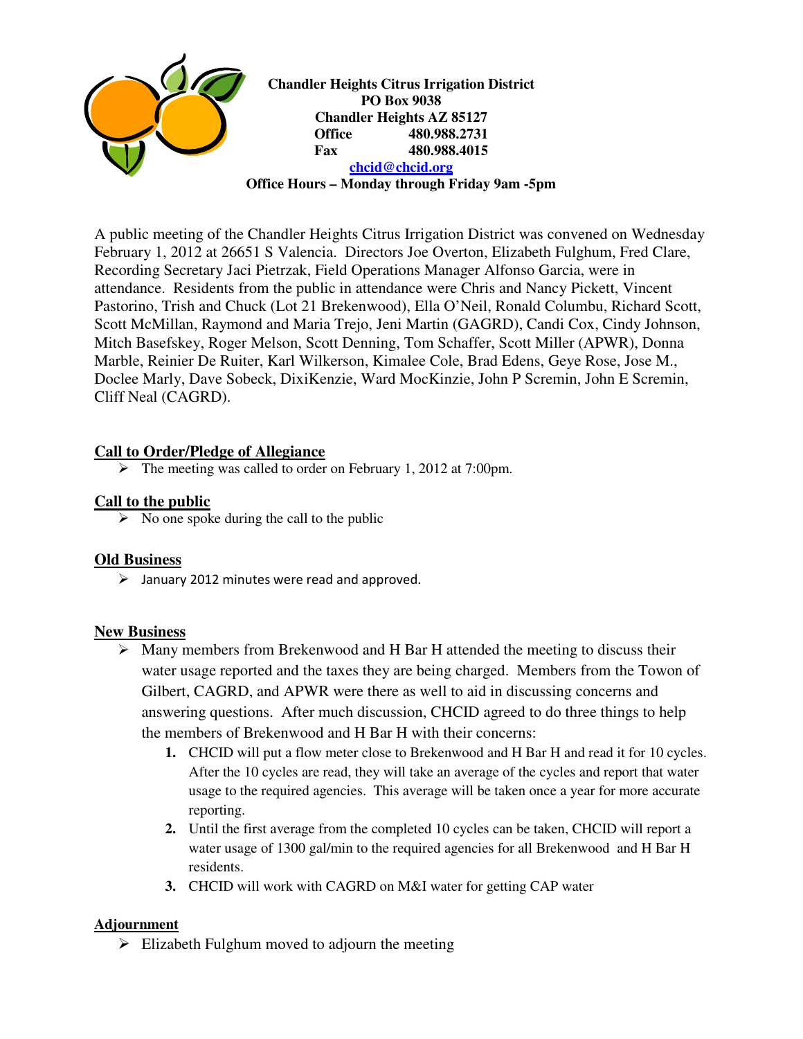**Chandler Heights Citrus Irrigation District**
**PO Box 9038**
**Chandler Heights AZ 85127**
**Office 480.988.2731**
**Fax 480.988.4015**
**chcid@chcid.org**
**Office Hours – Monday through Friday 9am -5pm**

A public meeting of the Chandler Heights Citrus Irrigation District was convened on Wednesday February 1, 2012 at 26651 S Valencia. Directors Joe Overton, Elizabeth Fulghum, Fred Clare, Recording Secretary Jaci Pietrzak, Field Operations Manager Alfonso Garcia, were in attendance. Residents from the public in attendance were Chris and Nancy Pickett, Vincent Pastorino, Trish and Chuck (Lot 21 Brekenwood), Ella O'Neil, Ronald Columbu, Richard Scott, Scott McMillan, Raymond and Maria Trejo, Jeni Martin (GAGRD), Candi Cox, Cindy Johnson, Mitch Basefskey, Roger Melson, Scott Denning, Tom Schaffer, Scott Miller (APWR), Donna Marble, Reinier De Ruiter, Karl Wilkerson, Kimalee Cole, Brad Edens, Geye Rose, Jose M., Doclee Marly, Dave Sobeck, DixiKenzie, Ward MocKinzie, John P Scremin, John E Scremin, Cliff Neal (CAGRD).

## Call to Order/Pledge of Allegiance

- The meeting was called to order on February 1, 2012 at 7:00pm.

## Call to the public

- No one spoke during the call to the public

## Old Business

- January 2012 minutes were read and approved.

## New Business

- Many members from Brekenwood and H Bar H attended the meeting to discuss their water usage reported and the taxes they are being charged. Members from the Towon of Gilbert, CAGRD, and APWR were there as well to aid in discussing concerns and answering questions. After much discussion, CHCID agreed to do three things to help the members of Brekenwood and H Bar H with their concerns:
    1. CHCID will put a flow meter close to Brekenwood and H Bar H and read it for 10 cycles. After the 10 cycles are read, they will take an average of the cycles and report that water usage to the required agencies. This average will be taken once a year for more accurate reporting.
    2. Until the first average from the completed 10 cycles can be taken, CHCID will report a water usage of 1300 gal/min to the required agencies for all Brekenwood and H Bar H residents.
    3. CHCID will work with CAGRD on M&I water for getting CAP water

## Adjournment

- Elizabeth Fulghum moved to adjourn the meeting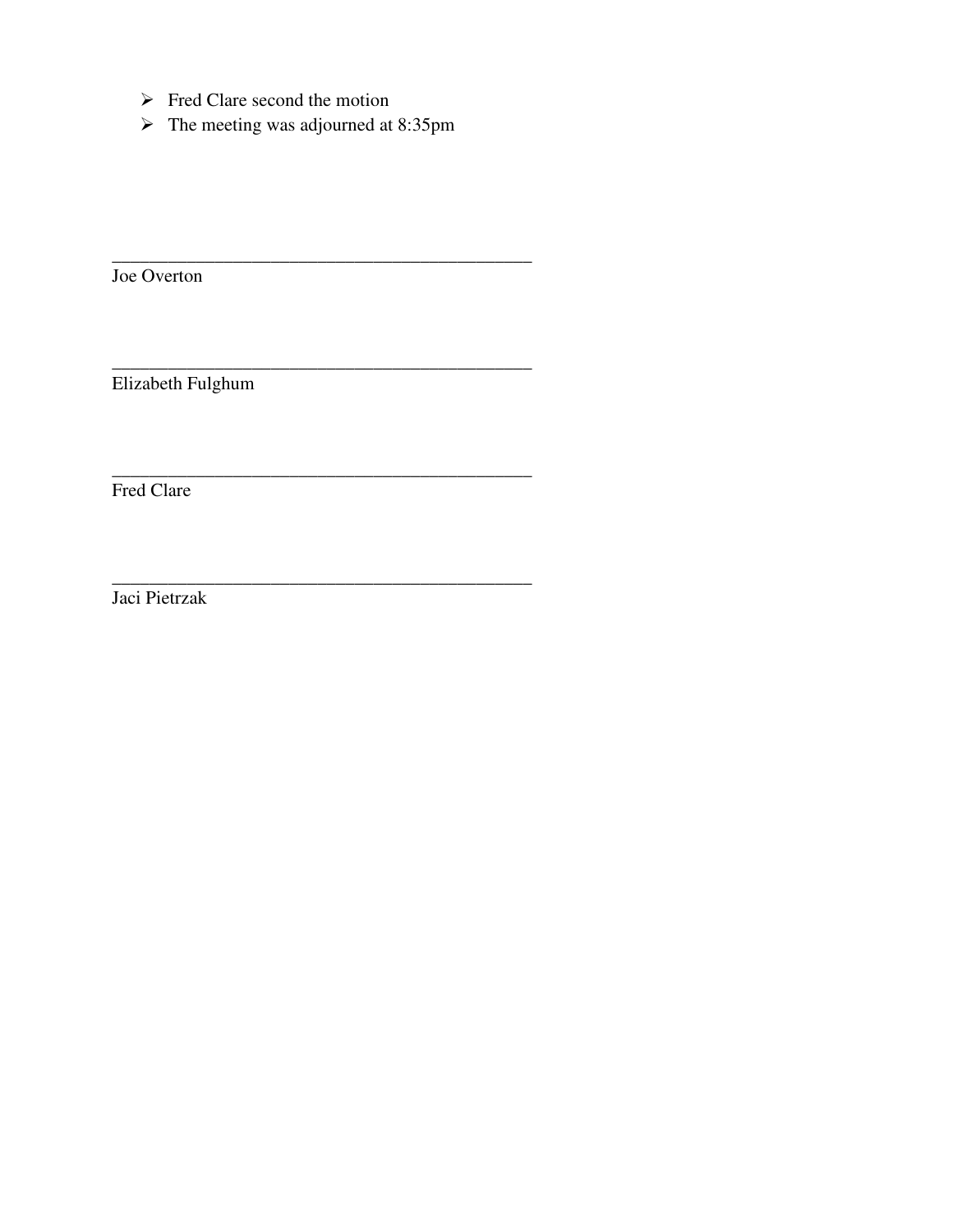- Fred Clare second the motion
- The meeting was adjourned at 8:35pm

_____________________________________________
Joe Overton

_____________________________________________
Elizabeth Fulghum

_____________________________________________
Fred Clare

_____________________________________________
Jaci Pietrzak